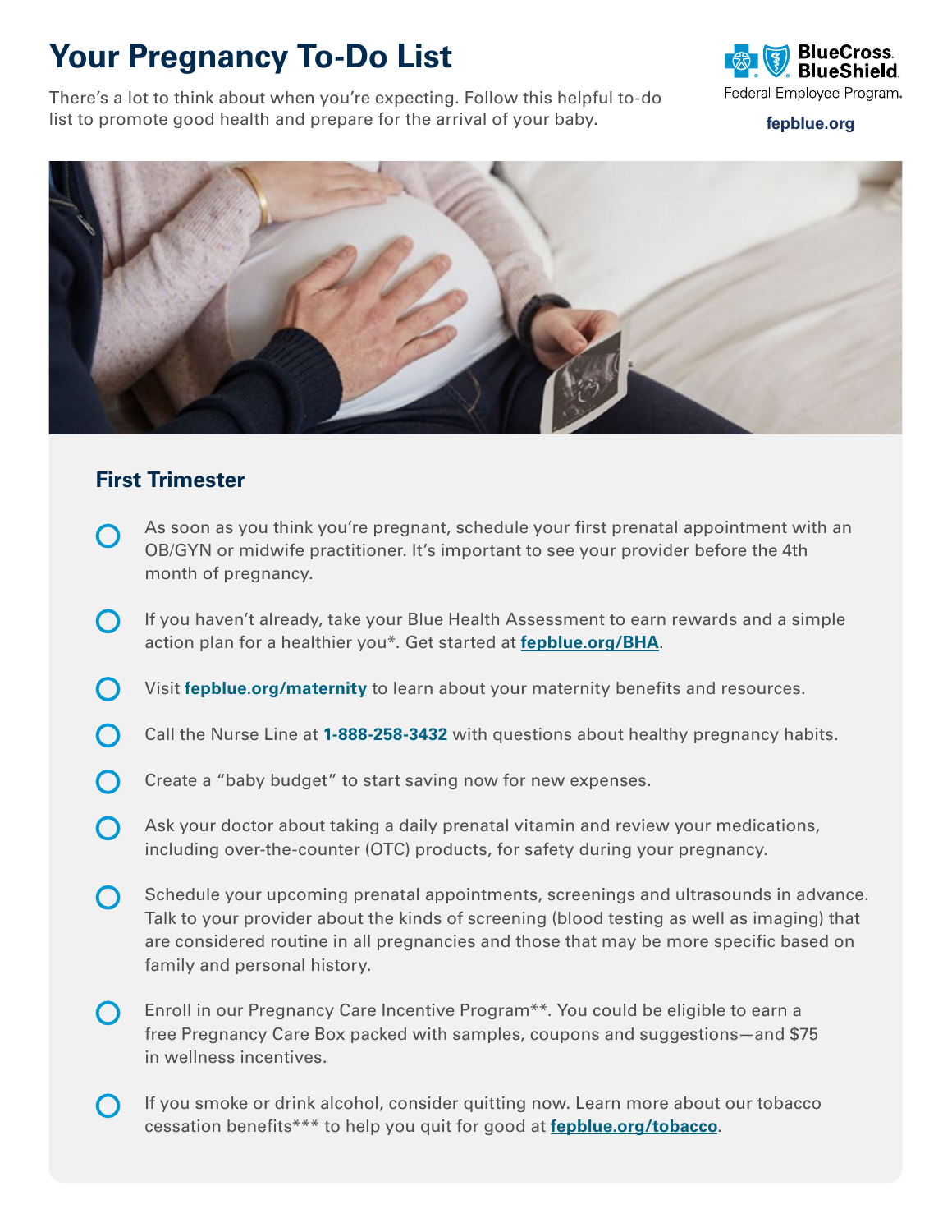# Your Pregnancy To-Do List

There's a lot to think about when you're expecting. Follow this helpful to-do list to promote good health and prepare for the arrival of your baby.

BlueCross BlueShield Federal Employee Program.

**fepblue.org**

## First Trimester

- As soon as you think you're pregnant, schedule your first prenatal appointment with an OB/GYN or midwife practitioner. It's important to see your provider before the 4th month of pregnancy.
- If you haven't already, take your Blue Health Assessment to earn rewards and a simple action plan for a healthier you*. Get started at **fepblue.org/BHA**.
- Visit **fepblue.org/maternity** to learn about your maternity benefits and resources.
- Call the Nurse Line at **1-888-258-3432** with questions about healthy pregnancy habits.
- Create a "baby budget" to start saving now for new expenses.
- Ask your doctor about taking a daily prenatal vitamin and review your medications, including over-the-counter (OTC) products, for safety during your pregnancy.
- Schedule your upcoming prenatal appointments, screenings and ultrasounds in advance. Talk to your provider about the kinds of screening (blood testing as well as imaging) that are considered routine in all pregnancies and those that may be more specific based on family and personal history.
- Enroll in our Pregnancy Care Incentive Program**. You could be eligible to earn a free Pregnancy Care Box packed with samples, coupons and suggestions—and $75 in wellness incentives.
- If you smoke or drink alcohol, consider quitting now. Learn more about our tobacco cessation benefits*** to help you quit for good at **fepblue.org/tobacco**.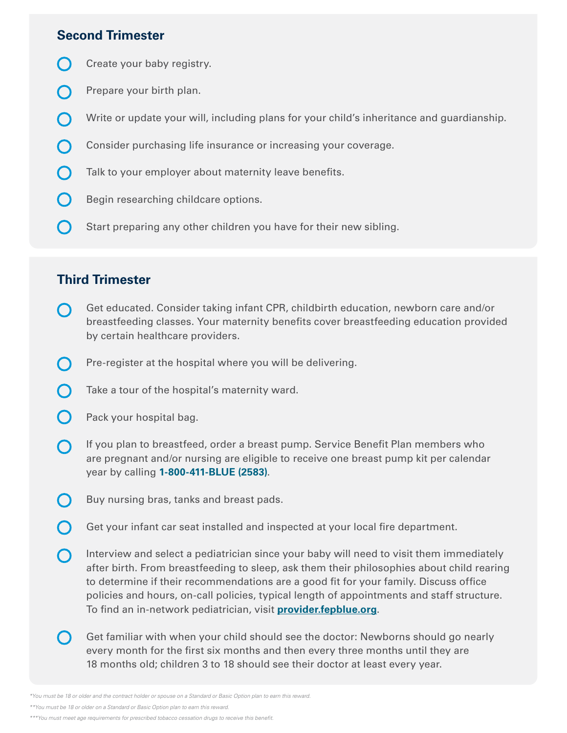## Second Trimester

- Create your baby registry.
- Prepare your birth plan.
- Write or update your will, including plans for your child's inheritance and guardianship.
- Consider purchasing life insurance or increasing your coverage.
- Talk to your employer about maternity leave benefits.
- Begin researching childcare options.
- Start preparing any other children you have for their new sibling.

## Third Trimester

- Get educated. Consider taking infant CPR, childbirth education, newborn care and/or breastfeeding classes. Your maternity benefits cover breastfeeding education provided by certain healthcare providers.
- Pre-register at the hospital where you will be delivering.
- Take a tour of the hospital's maternity ward.
- Pack your hospital bag.
- If you plan to breastfeed, order a breast pump. Service Benefit Plan members who are pregnant and/or nursing are eligible to receive one breast pump kit per calendar year by calling **1-800-411-BLUE (2583)**.
- Buy nursing bras, tanks and breast pads.
- Get your infant car seat installed and inspected at your local fire department.
- Interview and select a pediatrician since your baby will need to visit them immediately after birth. From breastfeeding to sleep, ask them their philosophies about child rearing to determine if their recommendations are a good fit for your family. Discuss office policies and hours, on-call policies, typical length of appointments and staff structure. To find an in-network pediatrician, visit **provider.fepblue.org**.
- Get familiar with when your child should see the doctor: Newborns should go nearly every month for the first six months and then every three months until they are 18 months old; children 3 to 18 should see their doctor at least every year.

*\*You must be 18 or older and the contract holder or spouse on a Standard or Basic Option plan to earn this reward.*

*\*\*You must be 18 or older on a Standard or Basic Option plan to earn this reward.*

*\*\*\*You must meet age requirements for prescribed tobacco cessation drugs to receive this benefit.*